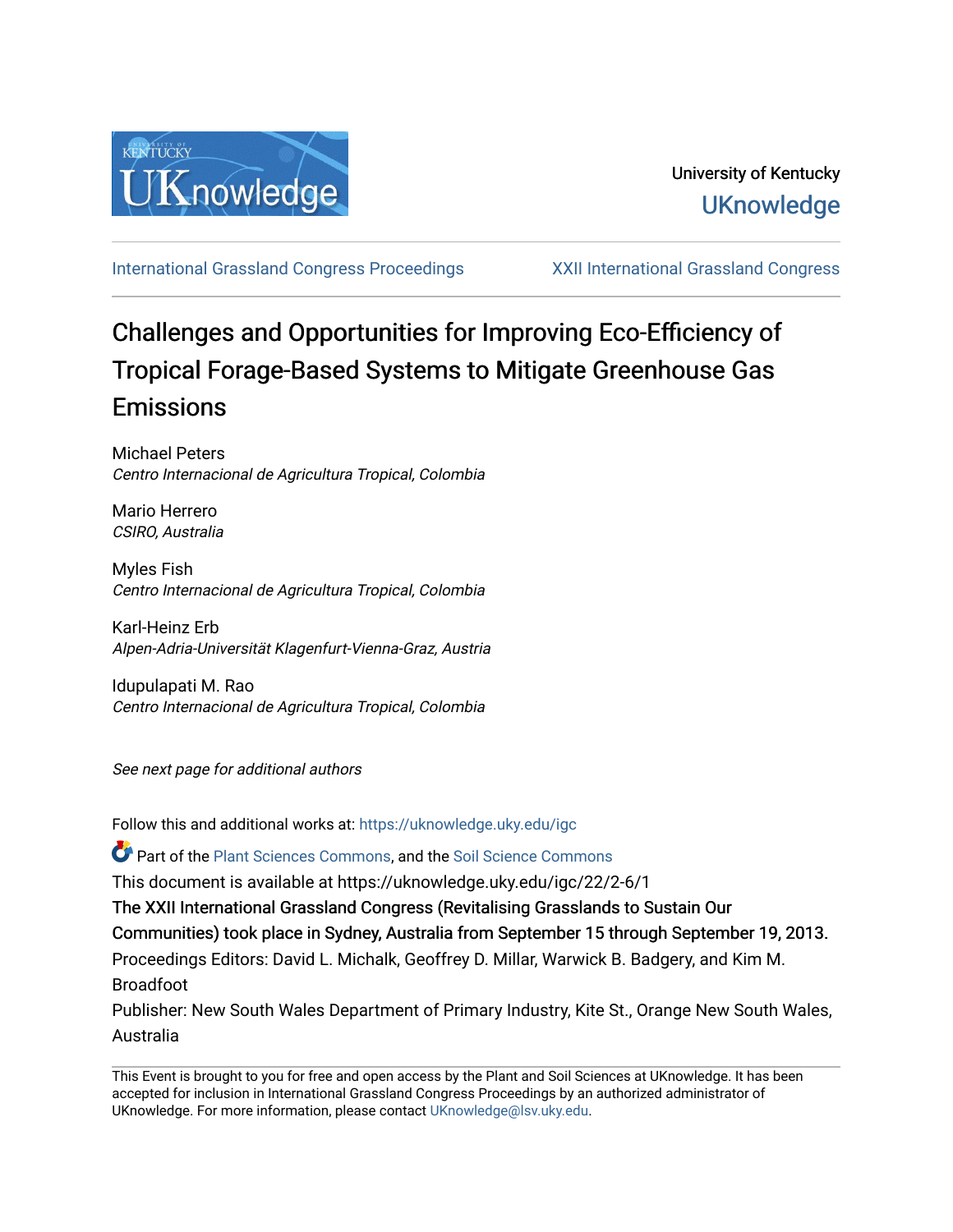University of Kentucky

UKnowledge

International Grassland Congress Proceedings | XXII International Grassland Congress

# Challenges and Opportunities for Improving Eco-Efficiency of Tropical Forage-Based Systems to Mitigate Greenhouse Gas Emissions

Michael Peters
*Centro Internacional de Agricultura Tropical, Colombia*

Mario Herrero
*CSIRO, Australia*

Myles Fish
*Centro Internacional de Agricultura Tropical, Colombia*

Karl-Heinz Erb
*Alpen-Adria-Universität Klagenfurt-Vienna-Graz, Austria*

Idupulapati M. Rao
*Centro Internacional de Agricultura Tropical, Colombia*

*See next page for additional authors*

Follow this and additional works at: https://uknowledge.uky.edu/igc

Part of the Plant Sciences Commons, and the Soil Science Commons

This document is available at https://uknowledge.uky.edu/igc/22/2-6/1

The XXII International Grassland Congress (Revitalising Grasslands to Sustain Our Communities) took place in Sydney, Australia from September 15 through September 19, 2013.

Proceedings Editors: David L. Michalk, Geoffrey D. Millar, Warwick B. Badgery, and Kim M. Broadfoot

Publisher: New South Wales Department of Primary Industry, Kite St., Orange New South Wales, Australia

This Event is brought to you for free and open access by the Plant and Soil Sciences at UKnowledge. It has been accepted for inclusion in International Grassland Congress Proceedings by an authorized administrator of UKnowledge. For more information, please contact UKnowledge@lsv.uky.edu.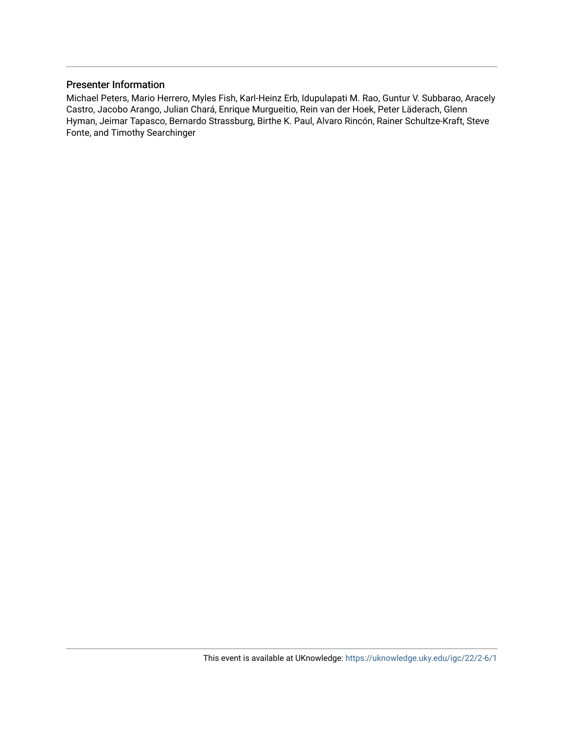## Presenter Information

Michael Peters, Mario Herrero, Myles Fish, Karl-Heinz Erb, Idupulapati M. Rao, Guntur V. Subbarao, Aracely Castro, Jacobo Arango, Julian Chará, Enrique Murgueitio, Rein van der Hoek, Peter Läderach, Glenn Hyman, Jeimar Tapasco, Bernardo Strassburg, Birthe K. Paul, Alvaro Rincón, Rainer Schultze-Kraft, Steve Fonte, and Timothy Searchinger

This event is available at UKnowledge: https://uknowledge.uky.edu/igc/22/2-6/1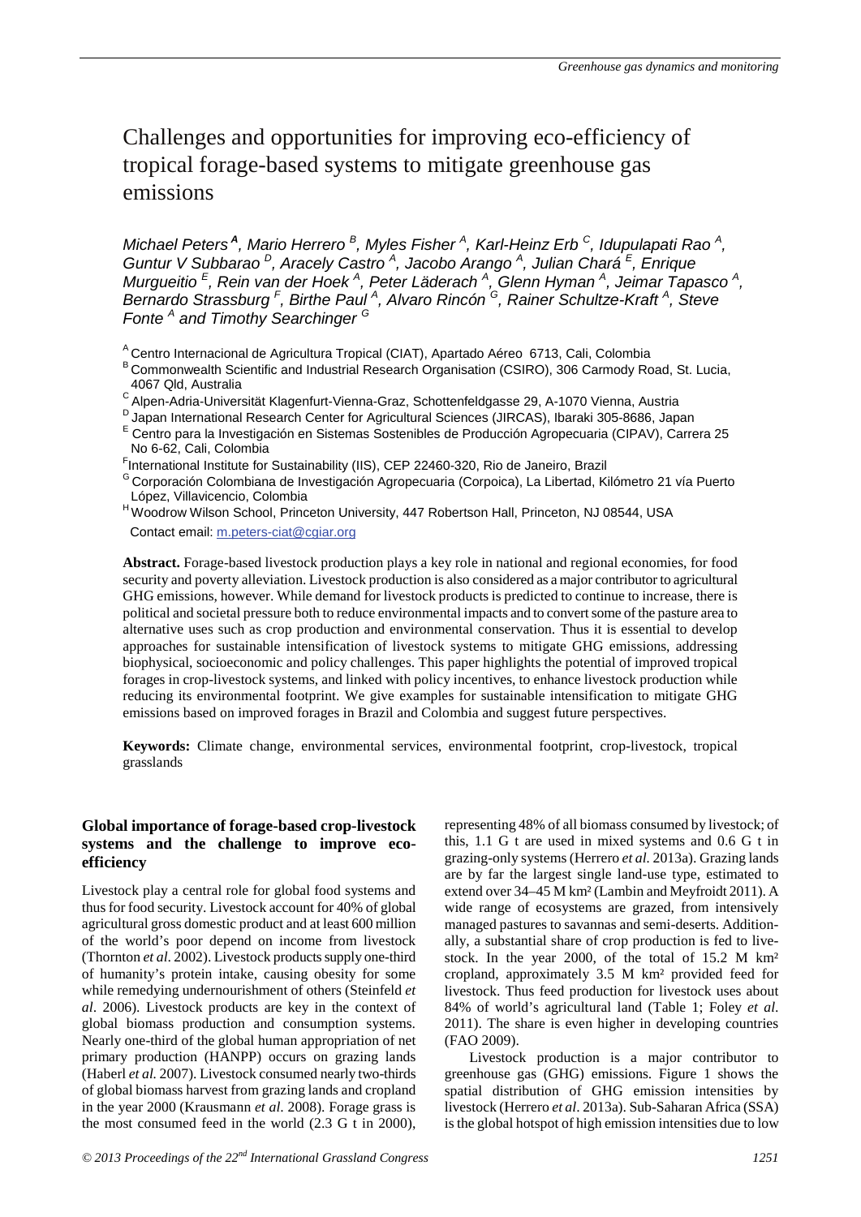# Challenges and opportunities for improving eco-efficiency of tropical forage-based systems to mitigate greenhouse gas emissions

*Michael Peters* [A]*, Mario Herrero* [B]*, Myles Fisher* [A]*, Karl-Heinz Erb* [C]*, Idupulapati Rao* [A]*, Guntur V Subbarao* [D]*, Aracely Castro* [A]*, Jacobo Arango* [A]*, Julian Chará* [E]*, Enrique Murgueitio* [E]*, Rein van der Hoek* [A]*, Peter Läderach* [A]*, Glenn Hyman* [A]*, Jeimar Tapasco* [A]*, Bernardo Strassburg* [F]*, Birthe Paul* [A]*, Alvaro Rincón* [G]*, Rainer Schultze-Kraft* [A]*, Steve Fonte* [A] *and Timothy Searchinger* [G]

[A] Centro Internacional de Agricultura Tropical (CIAT), Apartado Aéreo 6713, Cali, Colombia
[B] Commonwealth Scientific and Industrial Research Organisation (CSIRO), 306 Carmody Road, St. Lucia, 4067 Qld, Australia
[C] Alpen-Adria-Universität Klagenfurt-Vienna-Graz, Schottenfeldgasse 29, A-1070 Vienna, Austria
[D] Japan International Research Center for Agricultural Sciences (JIRCAS), Ibaraki 305-8686, Japan
[E] Centro para la Investigación en Sistemas Sostenibles de Producción Agropecuaria (CIPAV), Carrera 25 No 6-62, Cali, Colombia
[F] International Institute for Sustainability (IIS), CEP 22460-320, Rio de Janeiro, Brazil
[G] Corporación Colombiana de Investigación Agropecuaria (Corpoica), La Libertad, Kilómetro 21 vía Puerto López, Villavicencio, Colombia
[H] Woodrow Wilson School, Princeton University, 447 Robertson Hall, Princeton, NJ 08544, USA

Contact email: m.peters-ciat@cgiar.org

**Abstract.** Forage-based livestock production plays a key role in national and regional economies, for food security and poverty alleviation. Livestock production is also considered as a major contributor to agricultural GHG emissions, however. While demand for livestock products is predicted to continue to increase, there is political and societal pressure both to reduce environmental impacts and to convert some of the pasture area to alternative uses such as crop production and environmental conservation. Thus it is essential to develop approaches for sustainable intensification of livestock systems to mitigate GHG emissions, addressing biophysical, socioeconomic and policy challenges. This paper highlights the potential of improved tropical forages in crop-livestock systems, and linked with policy incentives, to enhance livestock production while reducing its environmental footprint. We give examples for sustainable intensification to mitigate GHG emissions based on improved forages in Brazil and Colombia and suggest future perspectives.

**Keywords:** Climate change, environmental services, environmental footprint, crop-livestock, tropical grasslands

## Global importance of forage-based crop-livestock systems and the challenge to improve eco-efficiency

Livestock play a central role for global food systems and thus for food security. Livestock account for 40% of global agricultural gross domestic product and at least 600 million of the world's poor depend on income from livestock (Thornton *et al*. 2002). Livestock products supply one-third of humanity's protein intake, causing obesity for some while remedying undernourishment of others (Steinfeld *et al*. 2006). Livestock products are key in the context of global biomass production and consumption systems. Nearly one-third of the global human appropriation of net primary production (HANPP) occurs on grazing lands (Haberl *et al.* 2007). Livestock consumed nearly two-thirds of global biomass harvest from grazing lands and cropland in the year 2000 (Krausmann *et al*. 2008). Forage grass is the most consumed feed in the world (2.3 G t in 2000), representing 48% of all biomass consumed by livestock; of this, 1.1 G t are used in mixed systems and 0.6 G t in grazing-only systems (Herrero *et al*. 2013a). Grazing lands are by far the largest single land-use type, estimated to extend over 34–45 M km² (Lambin and Meyfroidt 2011). A wide range of ecosystems are grazed, from intensively managed pastures to savannas and semi-deserts. Additionally, a substantial share of crop production is fed to livestock. In the year 2000, of the total of 15.2 M km² cropland, approximately 3.5 M km² provided feed for livestock. Thus feed production for livestock uses about 84% of world's agricultural land (Table 1; Foley *et al.* 2011). The share is even higher in developing countries (FAO 2009).

Livestock production is a major contributor to greenhouse gas (GHG) emissions. Figure 1 shows the spatial distribution of GHG emission intensities by livestock (Herrero *et al*. 2013a). Sub-Saharan Africa (SSA) is the global hotspot of high emission intensities due to low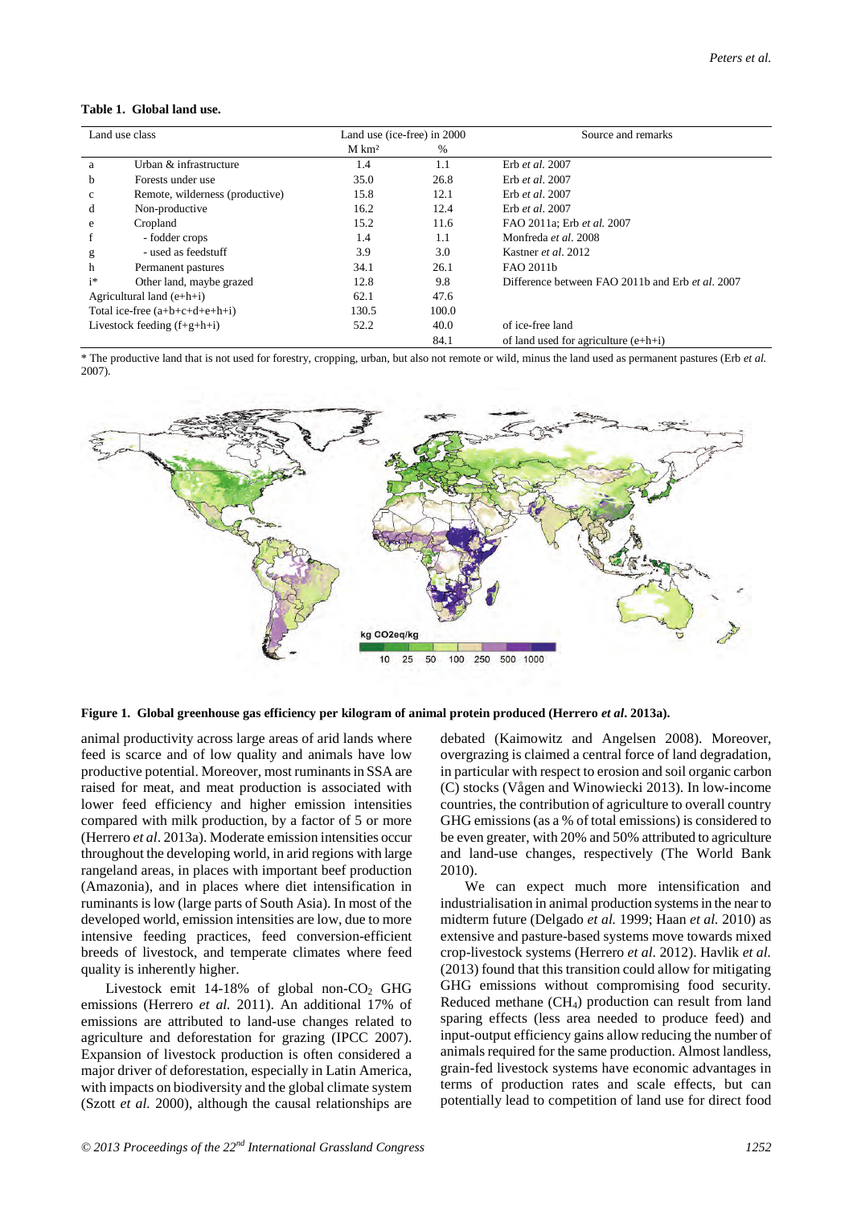**Table 1. Global land use.**

| Land use class | | Land use (ice-free) in 2000 | | Source and remarks |
|---|---|---|---|---|
| | | M km² | % | |
| a | Urban & infrastructure | 1.4 | 1.1 | Erb *et al.* 2007 |
| b | Forests under use | 35.0 | 26.8 | Erb *et al.* 2007 |
| c | Remote, wilderness (productive) | 15.8 | 12.1 | Erb *et al.* 2007 |
| d | Non-productive | 16.2 | 12.4 | Erb *et al.* 2007 |
| e | Cropland | 15.2 | 11.6 | FAO 2011a; Erb *et al.* 2007 |
| f | - fodder crops | 1.4 | 1.1 | Monfreda *et al.* 2008 |
| g | - used as feedstuff | 3.9 | 3.0 | Kastner *et al.* 2012 |
| h | Permanent pastures | 34.1 | 26.1 | FAO 2011b |
| i* | Other land, maybe grazed | 12.8 | 9.8 | Difference between FAO 2011b and Erb *et al.* 2007 |
| Agricultural land (e+h+i) | | 62.1 | 47.6 | |
| Total ice-free (a+b+c+d+e+h+i) | | 130.5 | 100.0 | |
| Livestock feeding (f+g+h+i) | | 52.2 | 40.0 | of ice-free land |
| | | | 84.1 | of land used for agriculture (e+h+i) |

\* The productive land that is not used for forestry, cropping, urban, but also not remote or wild, minus the land used as permanent pastures (Erb *et al.* 2007).

**Figure 1. Global greenhouse gas efficiency per kilogram of animal protein produced (Herrero *et al*. 2013a).**

animal productivity across large areas of arid lands where feed is scarce and of low quality and animals have low productive potential. Moreover, most ruminants in SSA are raised for meat, and meat production is associated with lower feed efficiency and higher emission intensities compared with milk production, by a factor of 5 or more (Herrero *et al*. 2013a). Moderate emission intensities occur throughout the developing world, in arid regions with large rangeland areas, in places with important beef production (Amazonia), and in places where diet intensification in ruminants is low (large parts of South Asia). In most of the developed world, emission intensities are low, due to more intensive feeding practices, feed conversion-efficient breeds of livestock, and temperate climates where feed quality is inherently higher.

Livestock emit 14-18% of global non-$CO_2$ GHG emissions (Herrero *et al.* 2011). An additional 17% of emissions are attributed to land-use changes related to agriculture and deforestation for grazing (IPCC 2007). Expansion of livestock production is often considered a major driver of deforestation, especially in Latin America, with impacts on biodiversity and the global climate system (Szott *et al.* 2000), although the causal relationships are debated (Kaimowitz and Angelsen 2008). Moreover, overgrazing is claimed a central force of land degradation, in particular with respect to erosion and soil organic carbon (C) stocks (Vågen and Winowiecki 2013). In low-income countries, the contribution of agriculture to overall country GHG emissions (as a % of total emissions) is considered to be even greater, with 20% and 50% attributed to agriculture and land-use changes, respectively (The World Bank 2010).

We can expect much more intensification and industrialisation in animal production systems in the near to midterm future (Delgado *et al.* 1999; Haan *et al.* 2010) as extensive and pasture-based systems move towards mixed crop-livestock systems (Herrero *et al.* 2012). Havlik *et al.* (2013) found that this transition could allow for mitigating GHG emissions without compromising food security. Reduced methane ($CH_4$) production can result from land sparing effects (less area needed to produce feed) and input-output efficiency gains allow reducing the number of animals required for the same production. Almost landless, grain-fed livestock systems have economic advantages in terms of production rates and scale effects, but can potentially lead to competition of land use for direct food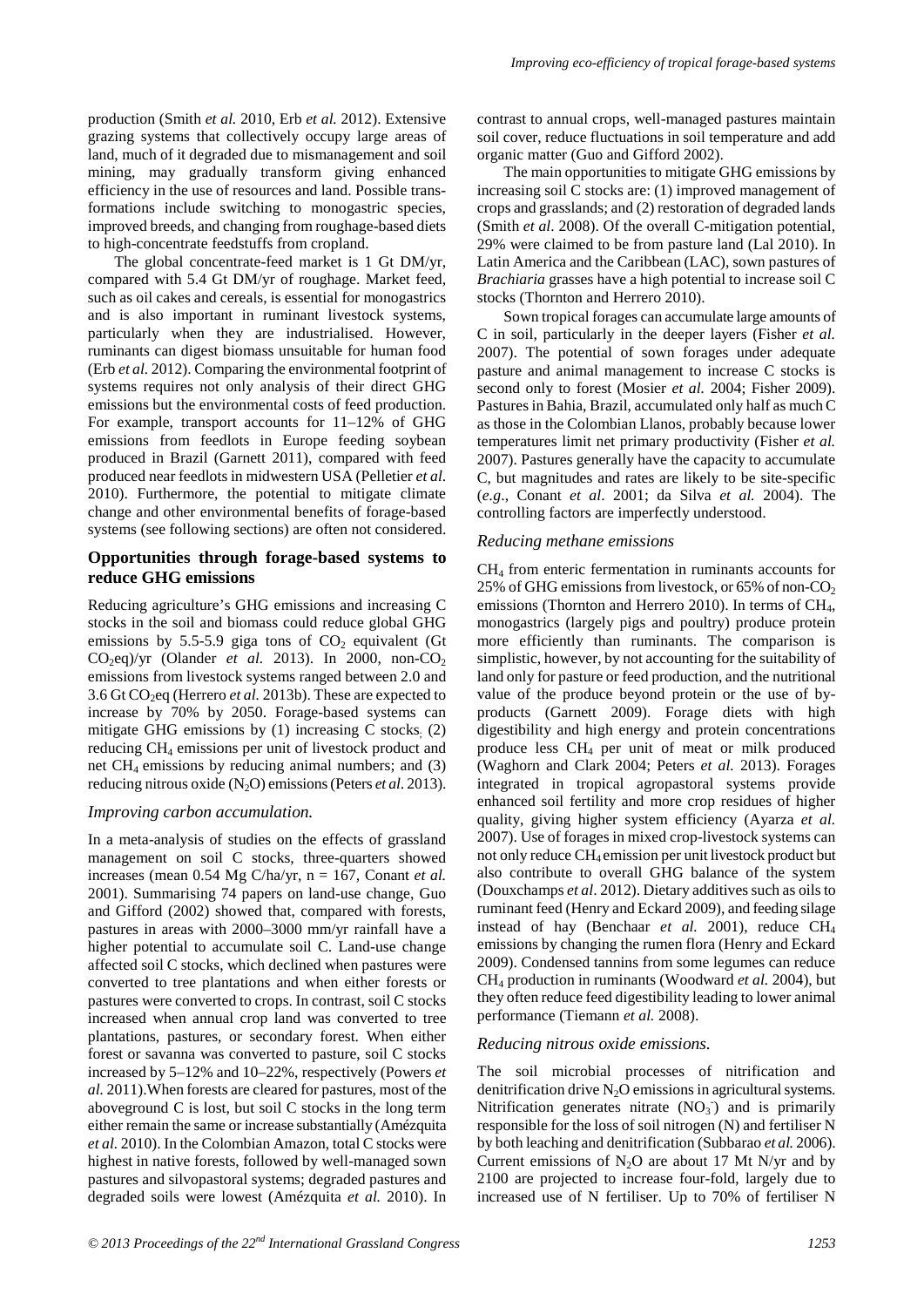production (Smith *et al.* 2010, Erb *et al.* 2012). Extensive grazing systems that collectively occupy large areas of land, much of it degraded due to mismanagement and soil mining, may gradually transform giving enhanced efficiency in the use of resources and land. Possible transformations include switching to monogastric species, improved breeds, and changing from roughage-based diets to high-concentrate feedstuffs from cropland.

The global concentrate-feed market is 1 Gt DM/yr, compared with 5.4 Gt DM/yr of roughage. Market feed, such as oil cakes and cereals, is essential for monogastrics and is also important in ruminant livestock systems, particularly when they are industrialised. However, ruminants can digest biomass unsuitable for human food (Erb *et al.* 2012). Comparing the environmental footprint of systems requires not only analysis of their direct GHG emissions but the environmental costs of feed production. For example, transport accounts for 11–12% of GHG emissions from feedlots in Europe feeding soybean produced in Brazil (Garnett 2011), compared with feed produced near feedlots in midwestern USA (Pelletier *et al.* 2010). Furthermore, the potential to mitigate climate change and other environmental benefits of forage-based systems (see following sections) are often not considered.

## Opportunities through forage-based systems to reduce GHG emissions

Reducing agriculture's GHG emissions and increasing C stocks in the soil and biomass could reduce global GHG emissions by 5.5-5.9 giga tons of $CO_2$ equivalent (Gt $CO_2$eq)/yr (Olander *et al.* 2013). In 2000, non-$CO_2$ emissions from livestock systems ranged between 2.0 and 3.6 Gt $CO_2$eq (Herrero *et al.* 2013b). These are expected to increase by 70% by 2050. Forage-based systems can mitigate GHG emissions by (1) increasing C stocks; (2) reducing $CH_4$ emissions per unit of livestock product and net $CH_4$ emissions by reducing animal numbers; and (3) reducing nitrous oxide ($N_2O$) emissions (Peters *et al.* 2013).

### *Improving carbon accumulation.*

In a meta-analysis of studies on the effects of grassland management on soil C stocks, three-quarters showed increases (mean 0.54 Mg C/ha/yr, n = 167, Conant *et al.* 2001). Summarising 74 papers on land-use change, Guo and Gifford (2002) showed that, compared with forests, pastures in areas with 2000–3000 mm/yr rainfall have a higher potential to accumulate soil C. Land-use change affected soil C stocks, which declined when pastures were converted to tree plantations and when either forests or pastures were converted to crops. In contrast, soil C stocks increased when annual crop land was converted to tree plantations, pastures, or secondary forest. When either forest or savanna was converted to pasture, soil C stocks increased by 5–12% and 10–22%, respectively (Powers *et al.* 2011).When forests are cleared for pastures, most of the aboveground C is lost, but soil C stocks in the long term either remain the same or increase substantially (Amézquita *et al.* 2010). In the Colombian Amazon, total C stocks were highest in native forests, followed by well-managed sown pastures and silvopastoral systems; degraded pastures and degraded soils were lowest (Amézquita *et al.* 2010). In contrast to annual crops, well-managed pastures maintain soil cover, reduce fluctuations in soil temperature and add organic matter (Guo and Gifford 2002).

The main opportunities to mitigate GHG emissions by increasing soil C stocks are: (1) improved management of crops and grasslands; and (2) restoration of degraded lands (Smith *et al.* 2008). Of the overall C-mitigation potential, 29% were claimed to be from pasture land (Lal 2010). In Latin America and the Caribbean (LAC), sown pastures of *Brachiaria* grasses have a high potential to increase soil C stocks (Thornton and Herrero 2010).

Sown tropical forages can accumulate large amounts of C in soil, particularly in the deeper layers (Fisher *et al.* 2007). The potential of sown forages under adequate pasture and animal management to increase C stocks is second only to forest (Mosier *et al.* 2004; Fisher 2009). Pastures in Bahia, Brazil, accumulated only half as much C as those in the Colombian Llanos, probably because lower temperatures limit net primary productivity (Fisher *et al.* 2007). Pastures generally have the capacity to accumulate C, but magnitudes and rates are likely to be site-specific (*e.g*., Conant *et al*. 2001; da Silva *et al.* 2004). The controlling factors are imperfectly understood.

### *Reducing methane emissions*

$CH_4$ from enteric fermentation in ruminants accounts for 25% of GHG emissions from livestock, or 65% of non-$CO_2$ emissions (Thornton and Herrero 2010). In terms of $CH_4$, monogastrics (largely pigs and poultry) produce protein more efficiently than ruminants. The comparison is simplistic, however, by not accounting for the suitability of land only for pasture or feed production, and the nutritional value of the produce beyond protein or the use of by-products (Garnett 2009). Forage diets with high digestibility and high energy and protein concentrations produce less $CH_4$ per unit of meat or milk produced (Waghorn and Clark 2004; Peters *et al.* 2013). Forages integrated in tropical agropastoral systems provide enhanced soil fertility and more crop residues of higher quality, giving higher system efficiency (Ayarza *et al.* 2007). Use of forages in mixed crop-livestock systems can not only reduce $CH_4$ emission per unit livestock product but also contribute to overall GHG balance of the system (Douxchamps *et al*. 2012). Dietary additives such as oils to ruminant feed (Henry and Eckard 2009), and feeding silage instead of hay (Benchaar *et al.* 2001), reduce $CH_4$ emissions by changing the rumen flora (Henry and Eckard 2009). Condensed tannins from some legumes can reduce $CH_4$ production in ruminants (Woodward *et al.* 2004), but they often reduce feed digestibility leading to lower animal performance (Tiemann *et al.* 2008).

### *Reducing nitrous oxide emissions.*

The soil microbial processes of nitrification and denitrification drive $N_2O$ emissions in agricultural systems. Nitrification generates nitrate ($NO_3^-$) and is primarily responsible for the loss of soil nitrogen (N) and fertiliser N by both leaching and denitrification (Subbarao *et al.* 2006). Current emissions of $N_2O$ are about 17 Mt N/yr and by 2100 are projected to increase four-fold, largely due to increased use of N fertiliser. Up to 70% of fertiliser N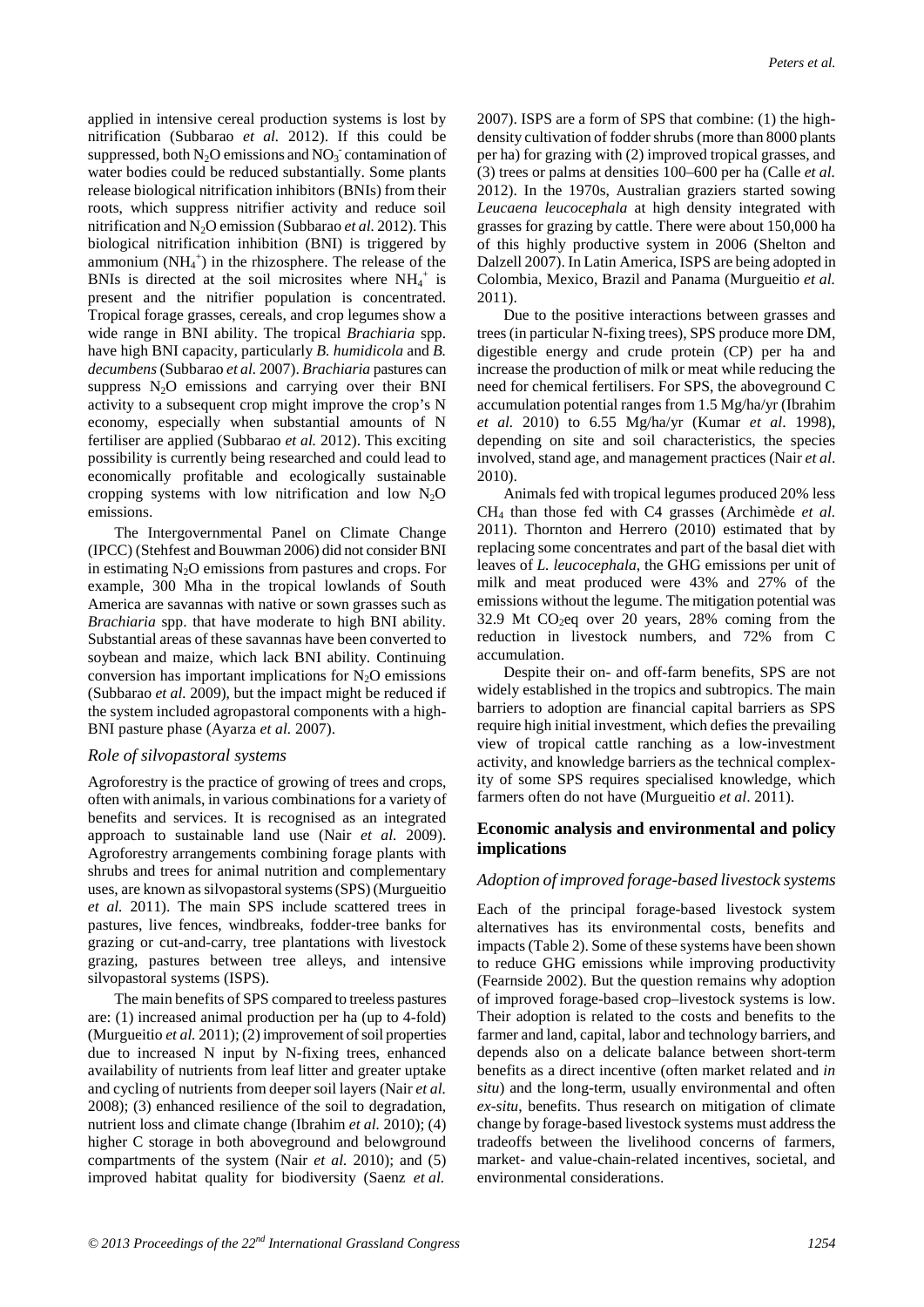applied in intensive cereal production systems is lost by nitrification (Subbarao *et al.* 2012). If this could be suppressed, both $N_2O$ emissions and $NO_3^-$ contamination of water bodies could be reduced substantially. Some plants release biological nitrification inhibitors (BNIs) from their roots, which suppress nitrifier activity and reduce soil nitrification and $N_2O$ emission (Subbarao *et al.* 2012). This biological nitrification inhibition (BNI) is triggered by ammonium ($NH_4^+$) in the rhizosphere. The release of the BNIs is directed at the soil microsites where $NH_4^+$ is present and the nitrifier population is concentrated. Tropical forage grasses, cereals, and crop legumes show a wide range in BNI ability. The tropical *Brachiaria* spp. have high BNI capacity, particularly *B. humidicola* and *B. decumbens* (Subbarao *et al.* 2007). *Brachiaria* pastures can suppress $N_2O$ emissions and carrying over their BNI activity to a subsequent crop might improve the crop's N economy, especially when substantial amounts of N fertiliser are applied (Subbarao *et al.* 2012). This exciting possibility is currently being researched and could lead to economically profitable and ecologically sustainable cropping systems with low nitrification and low $N_2O$ emissions.

The Intergovernmental Panel on Climate Change (IPCC) (Stehfest and Bouwman 2006) did not consider BNI in estimating $N_2O$ emissions from pastures and crops. For example, 300 Mha in the tropical lowlands of South America are savannas with native or sown grasses such as *Brachiaria* spp. that have moderate to high BNI ability. Substantial areas of these savannas have been converted to soybean and maize, which lack BNI ability. Continuing conversion has important implications for $N_2O$ emissions (Subbarao *et al.* 2009), but the impact might be reduced if the system included agropastoral components with a high-BNI pasture phase (Ayarza *et al.* 2007).

### *Role of silvopastoral systems*

Agroforestry is the practice of growing of trees and crops, often with animals, in various combinations for a variety of benefits and services. It is recognised as an integrated approach to sustainable land use (Nair *et al.* 2009). Agroforestry arrangements combining forage plants with shrubs and trees for animal nutrition and complementary uses, are known as silvopastoral systems (SPS) (Murgueitio *et al.* 2011). The main SPS include scattered trees in pastures, live fences, windbreaks, fodder-tree banks for grazing or cut-and-carry, tree plantations with livestock grazing, pastures between tree alleys, and intensive silvopastoral systems (ISPS).

The main benefits of SPS compared to treeless pastures are: (1) increased animal production per ha (up to 4-fold) (Murgueitio *et al.* 2011); (2) improvement of soil properties due to increased N input by N-fixing trees, enhanced availability of nutrients from leaf litter and greater uptake and cycling of nutrients from deeper soil layers (Nair *et al.* 2008); (3) enhanced resilience of the soil to degradation, nutrient loss and climate change (Ibrahim *et al.* 2010); (4) higher C storage in both aboveground and belowground compartments of the system (Nair *et al.* 2010); and (5) improved habitat quality for biodiversity (Saenz *et al.* 2007). ISPS are a form of SPS that combine: (1) the high-density cultivation of fodder shrubs (more than 8000 plants per ha) for grazing with (2) improved tropical grasses, and (3) trees or palms at densities 100–600 per ha (Calle *et al.* 2012). In the 1970s, Australian graziers started sowing *Leucaena leucocephala* at high density integrated with grasses for grazing by cattle. There were about 150,000 ha of this highly productive system in 2006 (Shelton and Dalzell 2007). In Latin America, ISPS are being adopted in Colombia, Mexico, Brazil and Panama (Murgueitio *et al.* 2011).

Due to the positive interactions between grasses and trees (in particular N-fixing trees), SPS produce more DM, digestible energy and crude protein (CP) per ha and increase the production of milk or meat while reducing the need for chemical fertilisers. For SPS, the aboveground C accumulation potential ranges from 1.5 Mg/ha/yr (Ibrahim *et al.* 2010) to 6.55 Mg/ha/yr (Kumar *et al*. 1998), depending on site and soil characteristics, the species involved, stand age, and management practices (Nair *et al*. 2010).

Animals fed with tropical legumes produced 20% less $CH_4$ than those fed with C4 grasses (Archimède *et al.* 2011). Thornton and Herrero (2010) estimated that by replacing some concentrates and part of the basal diet with leaves of *L. leucocephala*, the GHG emissions per unit of milk and meat produced were 43% and 27% of the emissions without the legume. The mitigation potential was 32.9 Mt $CO_2$eq over 20 years, 28% coming from the reduction in livestock numbers, and 72% from C accumulation.

Despite their on- and off-farm benefits, SPS are not widely established in the tropics and subtropics. The main barriers to adoption are financial capital barriers as SPS require high initial investment, which defies the prevailing view of tropical cattle ranching as a low-investment activity, and knowledge barriers as the technical complexity of some SPS requires specialised knowledge, which farmers often do not have (Murgueitio *et al*. 2011).

## **Economic analysis and environmental and policy implications**

### *Adoption of improved forage-based livestock systems*

Each of the principal forage-based livestock system alternatives has its environmental costs, benefits and impacts (Table 2). Some of these systems have been shown to reduce GHG emissions while improving productivity (Fearnside 2002). But the question remains why adoption of improved forage-based crop–livestock systems is low. Their adoption is related to the costs and benefits to the farmer and land, capital, labor and technology barriers, and depends also on a delicate balance between short-term benefits as a direct incentive (often market related and *in situ*) and the long-term, usually environmental and often *ex-situ*, benefits. Thus research on mitigation of climate change by forage-based livestock systems must address the tradeoffs between the livelihood concerns of farmers, market- and value-chain-related incentives, societal, and environmental considerations.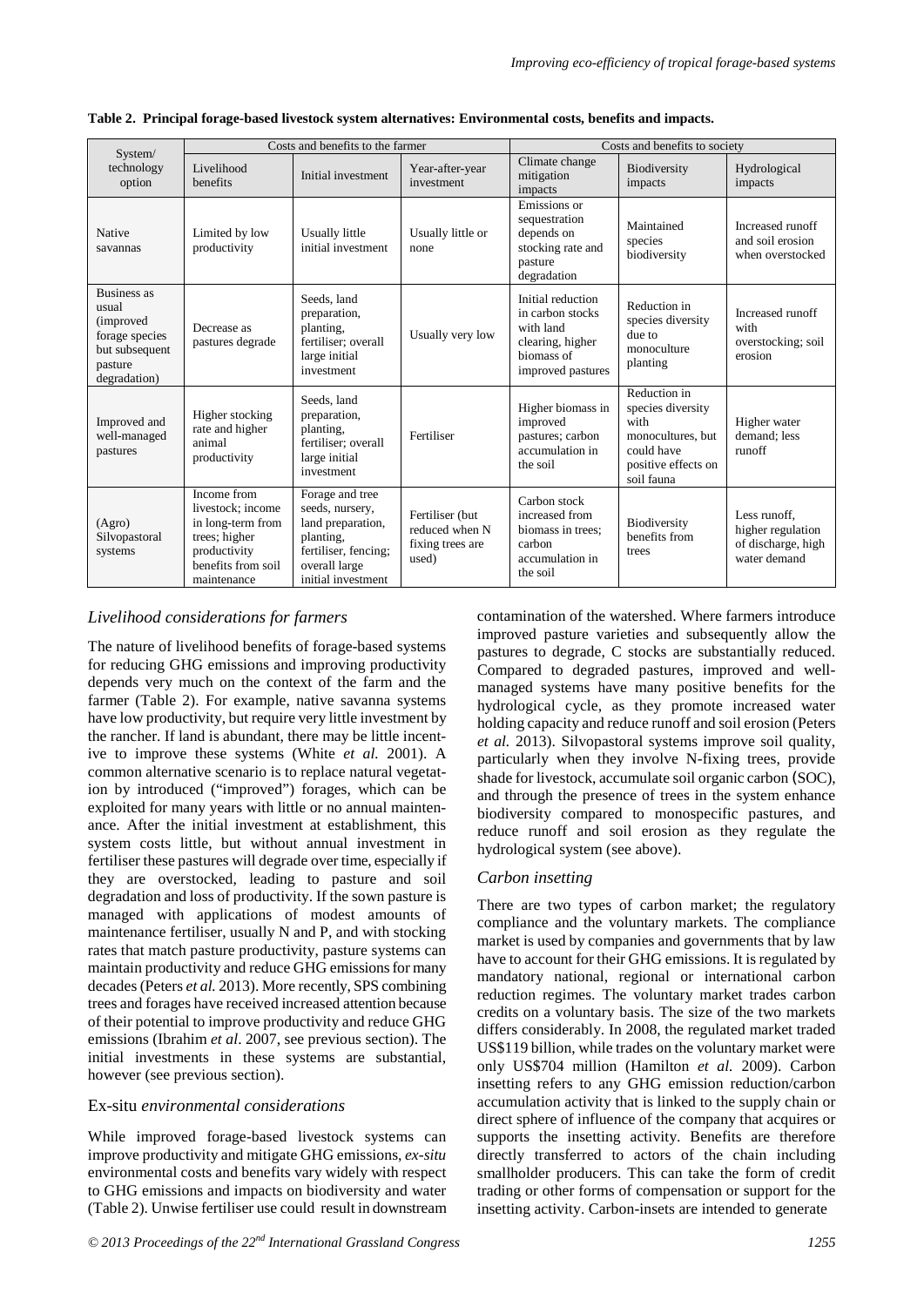**Table 2. Principal forage-based livestock system alternatives: Environmental costs, benefits and impacts.**

| System/ technology option | Costs and benefits to the farmer | | | Costs and benefits to society | | |
|---|---|---|---|---|---|---|
| | Livelihood benefits | Initial investment | Year-after-year investment | Climate change mitigation impacts | Biodiversity impacts | Hydrological impacts |
| Native savannas | Limited by low productivity | Usually little initial investment | Usually little or none | Emissions or sequestration depends on stocking rate and pasture degradation | Maintained species biodiversity | Increased runoff and soil erosion when overstocked |
| Business as usual (improved forage species but subsequent pasture degradation) | Decrease as pastures degrade | Seeds, land preparation, planting, fertiliser; overall large initial investment | Usually very low | Initial reduction in carbon stocks with land clearing, higher biomass of improved pastures | Reduction in species diversity due to monoculture planting | Increased runoff with overstocking; soil erosion |
| Improved and well-managed pastures | Higher stocking rate and higher animal productivity | Seeds, land preparation, planting, fertiliser; overall large initial investment | Fertiliser | Higher biomass in improved pastures; carbon accumulation in the soil | Reduction in species diversity with monocultures, but could have positive effects on soil fauna | Higher water demand; less runoff |
| (Agro) Silvopastoral systems | Income from livestock; income in long-term from trees; higher productivity benefits from soil maintenance | Forage and tree seeds, nursery, land preparation, planting, fertiliser, fencing; overall large initial investment | Fertiliser (but reduced when N fixing trees are used) | Carbon stock increased from biomass in trees; carbon accumulation in the soil | Biodiversity benefits from trees | Less runoff, higher regulation of discharge, high water demand |

### *Livelihood considerations for farmers*

The nature of livelihood benefits of forage-based systems for reducing GHG emissions and improving productivity depends very much on the context of the farm and the farmer (Table 2). For example, native savanna systems have low productivity, but require very little investment by the rancher. If land is abundant, there may be little incentive to improve these systems (White *et al.* 2001). A common alternative scenario is to replace natural vegetation by introduced ("improved") forages, which can be exploited for many years with little or no annual maintenance. After the initial investment at establishment, this system costs little, but without annual investment in fertiliser these pastures will degrade over time, especially if they are overstocked, leading to pasture and soil degradation and loss of productivity. If the sown pasture is managed with applications of modest amounts of maintenance fertiliser, usually N and P, and with stocking rates that match pasture productivity, pasture systems can maintain productivity and reduce GHG emissions for many decades (Peters *et al.* 2013). More recently, SPS combining trees and forages have received increased attention because of their potential to improve productivity and reduce GHG emissions (Ibrahim *et al*. 2007, see previous section). The initial investments in these systems are substantial, however (see previous section).

### Ex-situ *environmental considerations*

While improved forage-based livestock systems can improve productivity and mitigate GHG emissions, *ex-situ* environmental costs and benefits vary widely with respect to GHG emissions and impacts on biodiversity and water (Table 2). Unwise fertiliser use could result in downstream contamination of the watershed. Where farmers introduce improved pasture varieties and subsequently allow the pastures to degrade, C stocks are substantially reduced. Compared to degraded pastures, improved and well-managed systems have many positive benefits for the hydrological cycle, as they promote increased water holding capacity and reduce runoff and soil erosion (Peters *et al.* 2013). Silvopastoral systems improve soil quality, particularly when they involve N-fixing trees, provide shade for livestock, accumulate soil organic carbon (SOC), and through the presence of trees in the system enhance biodiversity compared to monospecific pastures, and reduce runoff and soil erosion as they regulate the hydrological system (see above).

### *Carbon insetting*

There are two types of carbon market; the regulatory compliance and the voluntary markets. The compliance market is used by companies and governments that by law have to account for their GHG emissions. It is regulated by mandatory national, regional or international carbon reduction regimes. The voluntary market trades carbon credits on a voluntary basis. The size of the two markets differs considerably. In 2008, the regulated market traded US$119 billion, while trades on the voluntary market were only US$704 million (Hamilton *et al.* 2009). Carbon insetting refers to any GHG emission reduction/carbon accumulation activity that is linked to the supply chain or direct sphere of influence of the company that acquires or supports the insetting activity. Benefits are therefore directly transferred to actors of the chain including smallholder producers. This can take the form of credit trading or other forms of compensation or support for the insetting activity. Carbon-insets are intended to generate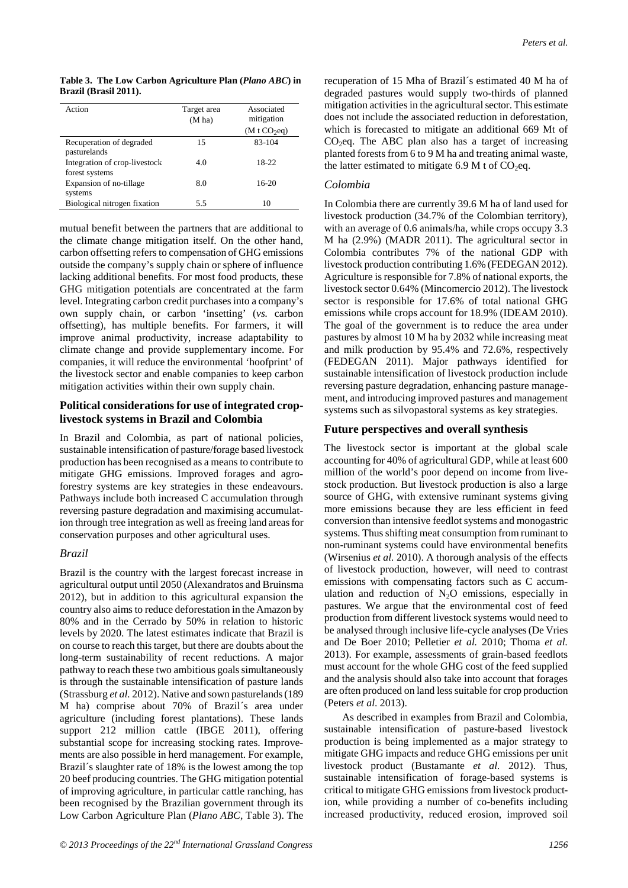**Table 3. The Low Carbon Agriculture Plan (*Plano ABC*) in Brazil (Brasil 2011).**

| Action | Target area (M ha) | Associated mitigation (M t $CO_2$eq) |
|---|---|---|
| Recuperation of degraded pasturelands | 15 | 83-104 |
| Integration of crop-livestock forest systems | 4.0 | 18-22 |
| Expansion of no-tillage systems | 8.0 | 16-20 |
| Biological nitrogen fixation | 5.5 | 10 |

mutual benefit between the partners that are additional to the climate change mitigation itself. On the other hand, carbon offsetting refers to compensation of GHG emissions outside the company's supply chain or sphere of influence lacking additional benefits. For most food products, these GHG mitigation potentials are concentrated at the farm level. Integrating carbon credit purchases into a company's own supply chain, or carbon 'insetting' (*vs.* carbon offsetting), has multiple benefits. For farmers, it will improve animal productivity, increase adaptability to climate change and provide supplementary income. For companies, it will reduce the environmental 'hoofprint' of the livestock sector and enable companies to keep carbon mitigation activities within their own supply chain.

## Political considerations for use of integrated crop-livestock systems in Brazil and Colombia

In Brazil and Colombia, as part of national policies, sustainable intensification of pasture/forage based livestock production has been recognised as a means to contribute to mitigate GHG emissions. Improved forages and agroforestry systems are key strategies in these endeavours. Pathways include both increased C accumulation through reversing pasture degradation and maximising accumulation through tree integration as well as freeing land areas for conservation purposes and other agricultural uses.

### *Brazil*

Brazil is the country with the largest forecast increase in agricultural output until 2050 (Alexandratos and Bruinsma 2012), but in addition to this agricultural expansion the country also aims to reduce deforestation in the Amazon by 80% and in the Cerrado by 50% in relation to historic levels by 2020. The latest estimates indicate that Brazil is on course to reach this target, but there are doubts about the long-term sustainability of recent reductions. A major pathway to reach these two ambitious goals simultaneously is through the sustainable intensification of pasture lands (Strassburg *et al.* 2012). Native and sown pasturelands (189 M ha) comprise about 70% of Brazil´s area under agriculture (including forest plantations). These lands support 212 million cattle (IBGE 2011), offering substantial scope for increasing stocking rates. Improvements are also possible in herd management. For example, Brazil´s slaughter rate of 18% is the lowest among the top 20 beef producing countries. The GHG mitigation potential of improving agriculture, in particular cattle ranching, has been recognised by the Brazilian government through its Low Carbon Agriculture Plan (*Plano ABC*, Table 3). The recuperation of 15 Mha of Brazil´s estimated 40 M ha of degraded pastures would supply two-thirds of planned mitigation activities in the agricultural sector. This estimate does not include the associated reduction in deforestation, which is forecasted to mitigate an additional 669 Mt of $CO_2$eq. The ABC plan also has a target of increasing planted forests from 6 to 9 M ha and treating animal waste, the latter estimated to mitigate 6.9 M t of $CO_2$eq.

### *Colombia*

In Colombia there are currently 39.6 M ha of land used for livestock production (34.7% of the Colombian territory), with an average of 0.6 animals/ha, while crops occupy 3.3 M ha (2.9%) (MADR 2011). The agricultural sector in Colombia contributes 7% of the national GDP with livestock production contributing 1.6% (FEDEGAN 2012). Agriculture is responsible for 7.8% of national exports, the livestock sector 0.64% (Mincomercio 2012). The livestock sector is responsible for 17.6% of total national GHG emissions while crops account for 18.9% (IDEAM 2010). The goal of the government is to reduce the area under pastures by almost 10 M ha by 2032 while increasing meat and milk production by 95.4% and 72.6%, respectively (FEDEGAN 2011). Major pathways identified for sustainable intensification of livestock production include reversing pasture degradation, enhancing pasture management, and introducing improved pastures and management systems such as silvopastoral systems as key strategies.

## Future perspectives and overall synthesis

The livestock sector is important at the global scale accounting for 40% of agricultural GDP, while at least 600 million of the world's poor depend on income from livestock production. But livestock production is also a large source of GHG, with extensive ruminant systems giving more emissions because they are less efficient in feed conversion than intensive feedlot systems and monogastric systems. Thus shifting meat consumption from ruminant to non-ruminant systems could have environmental benefits (Wirsenius *et al.* 2010). A thorough analysis of the effects of livestock production, however, will need to contrast emissions with compensating factors such as C accumulation and reduction of $N_2O$ emissions, especially in pastures. We argue that the environmental cost of feed production from different livestock systems would need to be analysed through inclusive life-cycle analyses (De Vries and De Boer 2010; Pelletier *et al.* 2010; Thoma *et al.* 2013). For example, assessments of grain-based feedlots must account for the whole GHG cost of the feed supplied and the analysis should also take into account that forages are often produced on land less suitable for crop production (Peters *et al.* 2013).

As described in examples from Brazil and Colombia, sustainable intensification of pasture-based livestock production is being implemented as a major strategy to mitigate GHG impacts and reduce GHG emissions per unit livestock product (Bustamante *et al.* 2012). Thus, sustainable intensification of forage-based systems is critical to mitigate GHG emissions from livestock production, while providing a number of co-benefits including increased productivity, reduced erosion, improved soil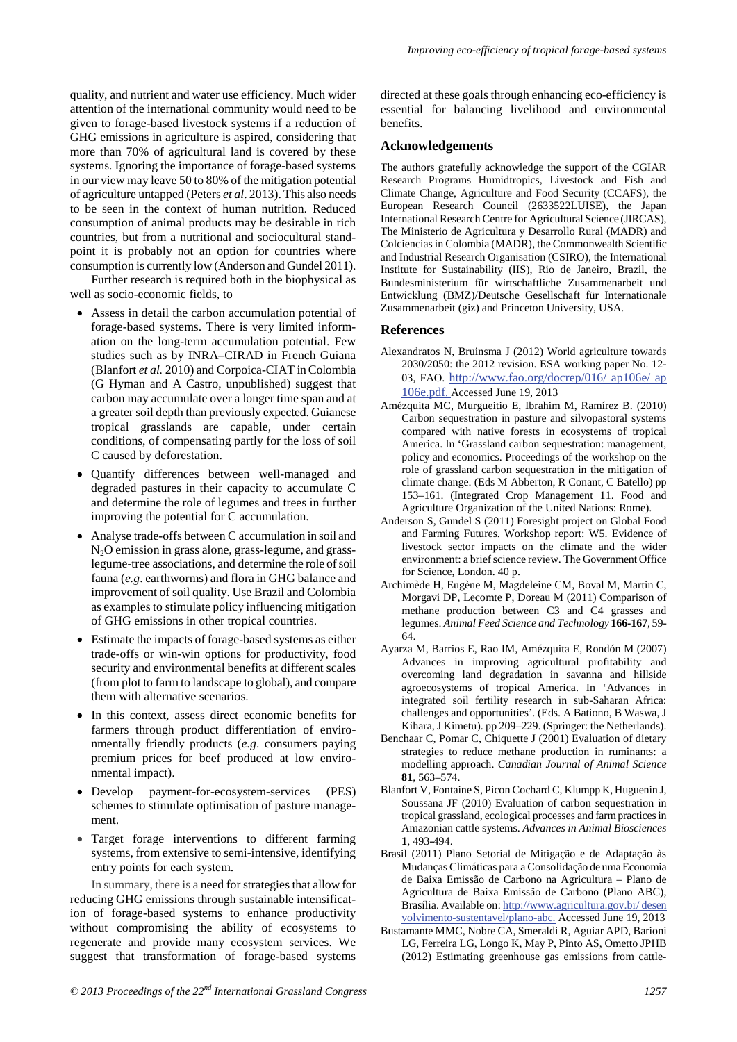quality, and nutrient and water use efficiency. Much wider attention of the international community would need to be given to forage-based livestock systems if a reduction of GHG emissions in agriculture is aspired, considering that more than 70% of agricultural land is covered by these systems. Ignoring the importance of forage-based systems in our view may leave 50 to 80% of the mitigation potential of agriculture untapped (Peters *et al*. 2013). This also needs to be seen in the context of human nutrition. Reduced consumption of animal products may be desirable in rich countries, but from a nutritional and sociocultural standpoint it is probably not an option for countries where consumption is currently low (Anderson and Gundel 2011).

Further research is required both in the biophysical as well as socio-economic fields, to

- Assess in detail the carbon accumulation potential of forage-based systems. There is very limited information on the long-term accumulation potential. Few studies such as by INRA–CIRAD in French Guiana (Blanfort *et al.* 2010) and Corpoica-CIAT in Colombia (G Hyman and A Castro, unpublished) suggest that carbon may accumulate over a longer time span and at a greater soil depth than previously expected. Guianese tropical grasslands are capable, under certain conditions, of compensating partly for the loss of soil C caused by deforestation.
- Quantify differences between well-managed and degraded pastures in their capacity to accumulate C and determine the role of legumes and trees in further improving the potential for C accumulation.
- Analyse trade-offs between C accumulation in soil and $N_2O$ emission in grass alone, grass-legume, and grass-legume-tree associations, and determine the role of soil fauna (*e.g*. earthworms) and flora in GHG balance and improvement of soil quality. Use Brazil and Colombia as examples to stimulate policy influencing mitigation of GHG emissions in other tropical countries.
- Estimate the impacts of forage-based systems as either trade-offs or win-win options for productivity, food security and environmental benefits at different scales (from plot to farm to landscape to global), and compare them with alternative scenarios.
- In this context, assess direct economic benefits for farmers through product differentiation of environmentally friendly products (*e.g*. consumers paying premium prices for beef produced at low environmental impact).
- Develop payment-for-ecosystem-services (PES) schemes to stimulate optimisation of pasture management.
- Target forage interventions to different farming systems, from extensive to semi-intensive, identifying entry points for each system.

In summary, there is a need for strategies that allow for reducing GHG emissions through sustainable intensification of forage-based systems to enhance productivity without compromising the ability of ecosystems to regenerate and provide many ecosystem services. We suggest that transformation of forage-based systems directed at these goals through enhancing eco-efficiency is essential for balancing livelihood and environmental benefits.

## Acknowledgements

The authors gratefully acknowledge the support of the CGIAR Research Programs Humidtropics, Livestock and Fish and Climate Change, Agriculture and Food Security (CCAFS), the European Research Council (2633522LUISE), the Japan International Research Centre for Agricultural Science (JIRCAS), The Ministerio de Agricultura y Desarrollo Rural (MADR) and Colciencias in Colombia (MADR), the Commonwealth Scientific and Industrial Research Organisation (CSIRO), the International Institute for Sustainability (IIS), Rio de Janeiro, Brazil, the Bundesministerium für wirtschaftliche Zusammenarbeit und Entwicklung (BMZ)/Deutsche Gesellschaft für Internationale Zusammenarbeit (giz) and Princeton University, USA.

## References

Alexandratos N, Bruinsma J (2012) World agriculture towards 2030/2050: the 2012 revision. ESA working paper No. 12-03, FAO. http://www.fao.org/docrep/016/ ap106e/ ap106e.pdf. Accessed June 19, 2013

Amézquita MC, Murgueitio E, Ibrahim M, Ramírez B. (2010) Carbon sequestration in pasture and silvopastoral systems compared with native forests in ecosystems of tropical America. In 'Grassland carbon sequestration: management, policy and economics. Proceedings of the workshop on the role of grassland carbon sequestration in the mitigation of climate change. (Eds M Abberton, R Conant, C Batello) pp 153–161. (Integrated Crop Management 11. Food and Agriculture Organization of the United Nations: Rome).

Anderson S, Gundel S (2011) Foresight project on Global Food and Farming Futures. Workshop report: W5. Evidence of livestock sector impacts on the climate and the wider environment: a brief science review. The Government Office for Science, London. 40 p.

Archimède H, Eugène M, Magdeleine CM, Boval M, Martin C, Morgavi DP, Lecomte P, Doreau M (2011) Comparison of methane production between C3 and C4 grasses and legumes. *Animal Feed Science and Technology* **166-167**, 59-64.

Ayarza M, Barrios E, Rao IM, Amézquita E, Rondón M (2007) Advances in improving agricultural profitability and overcoming land degradation in savanna and hillside agroecosystems of tropical America. In 'Advances in integrated soil fertility research in sub-Saharan Africa: challenges and opportunities'. (Eds. A Bationo, B Waswa, J Kihara, J Kimetu). pp 209–229. (Springer: the Netherlands).

Benchaar C, Pomar C, Chiquette J (2001) Evaluation of dietary strategies to reduce methane production in ruminants: a modelling approach. *Canadian Journal of Animal Science* **81**, 563–574.

Blanfort V, Fontaine S, Picon Cochard C, Klumpp K, Huguenin J, Soussana JF (2010) Evaluation of carbon sequestration in tropical grassland, ecological processes and farm practices in Amazonian cattle systems. *Advances in Animal Biosciences* **1**, 493-494.

Brasil (2011) Plano Setorial de Mitigação e de Adaptação às Mudanças Climáticas para a Consolidação de uma Economia de Baixa Emissão de Carbono na Agricultura – Plano de Agricultura de Baixa Emissão de Carbono (Plano ABC), Brasília. Available on: http://www.agricultura.gov.br/ desenvolvimento-sustentavel/plano-abc. Accessed June 19, 2013

Bustamante MMC, Nobre CA, Smeraldi R, Aguiar APD, Barioni LG, Ferreira LG, Longo K, May P, Pinto AS, Ometto JPHB (2012) Estimating greenhouse gas emissions from cattle-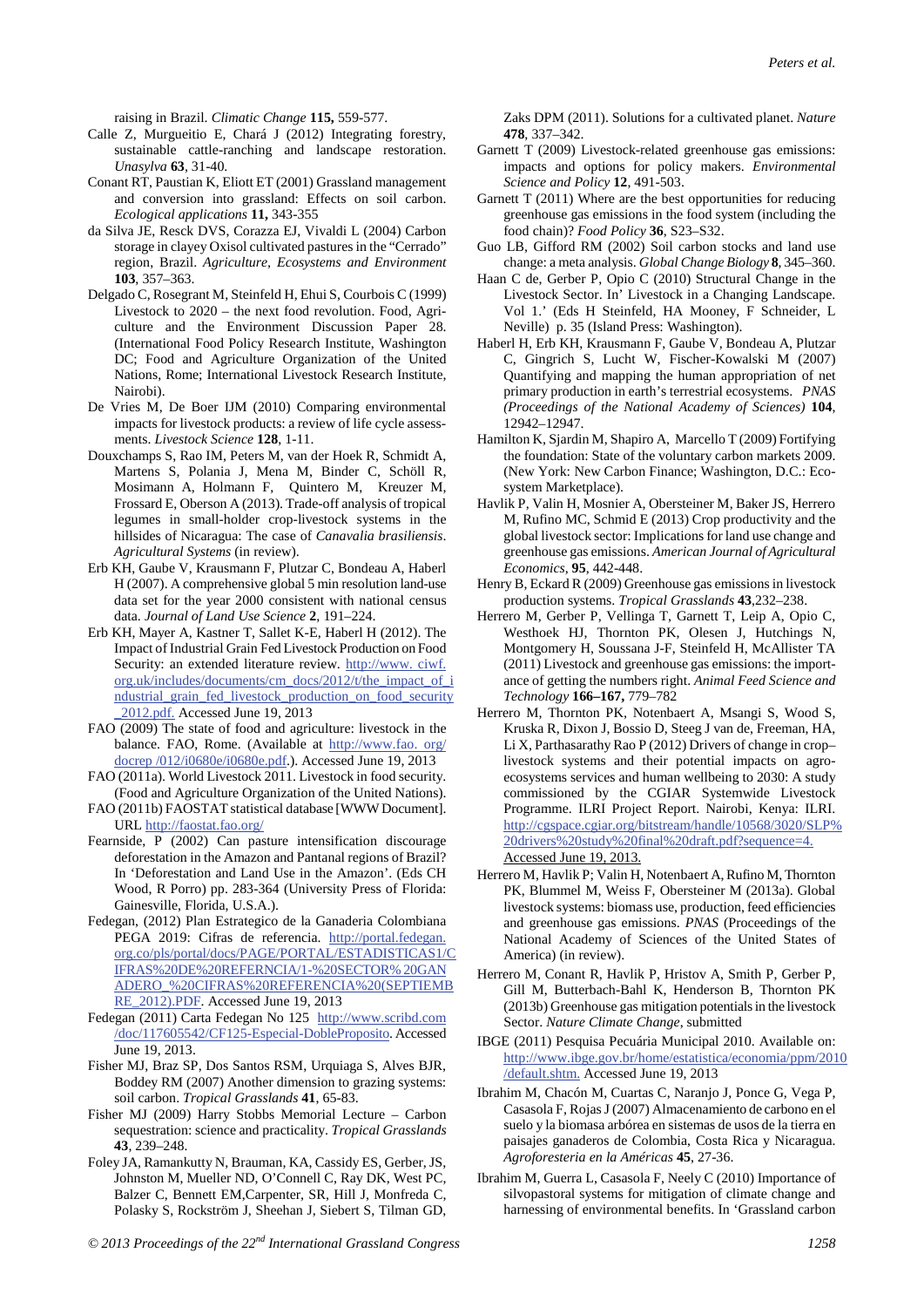raising in Brazil. *Climatic Change* **115,** 559-577.

Calle Z, Murgueitio E, Chará J (2012) Integrating forestry, sustainable cattle-ranching and landscape restoration. *Unasylva* **63**, 31-40.

Conant RT, Paustian K, Eliott ET (2001) Grassland management and conversion into grassland: Effects on soil carbon. *Ecological applications* **11,** 343-355

da Silva JE, Resck DVS, Corazza EJ, Vivaldi L (2004) Carbon storage in clayey Oxisol cultivated pastures in the "Cerrado" region, Brazil. *Agriculture, Ecosystems and Environment* **103**, 357–363.

Delgado C, Rosegrant M, Steinfeld H, Ehui S, Courbois C (1999) Livestock to 2020 – the next food revolution. Food, Agriculture and the Environment Discussion Paper 28. (International Food Policy Research Institute, Washington DC; Food and Agriculture Organization of the United Nations, Rome; International Livestock Research Institute, Nairobi).

De Vries M, De Boer IJM (2010) Comparing environmental impacts for livestock products: a review of life cycle assessments. *Livestock Science* **128**, 1-11.

Douxchamps S, Rao IM, Peters M, van der Hoek R, Schmidt A, Martens S, Polania J, Mena M, Binder C, Schöll R, Mosimann A, Holmann F, Quintero M, Kreuzer M, Frossard E, Oberson A (2013). Trade-off analysis of tropical legumes in small-holder crop-livestock systems in the hillsides of Nicaragua: The case of *Canavalia brasiliensis*. *Agricultural Systems* (in review).

Erb KH, Gaube V, Krausmann F, Plutzar C, Bondeau A, Haberl H (2007). A comprehensive global 5 min resolution land-use data set for the year 2000 consistent with national census data. *Journal of Land Use Science* **2**, 191–224.

Erb KH, Mayer A, Kastner T, Sallet K-E, Haberl H (2012). The Impact of Industrial Grain Fed Livestock Production on Food Security: an extended literature review. http://www.ciwf.org.uk/includes/documents/cm_docs/2012/t/the_impact_of_industrial_grain_fed_livestock_production_on_food_security_2012.pdf. Accessed June 19, 2013

FAO (2009) The state of food and agriculture: livestock in the balance. FAO, Rome. (Available at http://www.fao.org/docrep/012/i0680e/i0680e.pdf.). Accessed June 19, 2013

FAO (2011a). World Livestock 2011. Livestock in food security. (Food and Agriculture Organization of the United Nations).

FAO (2011b) FAOSTAT statistical database [WWW Document]. URL http://faostat.fao.org/

Fearnside, P (2002) Can pasture intensification discourage deforestation in the Amazon and Pantanal regions of Brazil? In 'Deforestation and Land Use in the Amazon'. (Eds CH Wood, R Porro) pp. 283-364 (University Press of Florida: Gainesville, Florida, U.S.A.).

Fedegan, (2012) Plan Estrategico de la Ganaderia Colombiana PEGA 2019: Cifras de referencia. http://portal.fedegan.org.co/pls/portal/docs/PAGE/PORTAL/ESTADISTICAS1/CIFRAS%20DE%20REFERNCIA/1-%20SECTOR%20GANADERO_%20CIFRAS%20REFERENCIA%20(SEPTIEMBRE_2012).PDF. Accessed June 19, 2013

Fedegan (2011) Carta Fedegan No 125 http://www.scribd.com/doc/117605542/CF125-Especial-DobleProposito. Accessed June 19, 2013.

Fisher MJ, Braz SP, Dos Santos RSM, Urquiaga S, Alves BJR, Boddey RM (2007) Another dimension to grazing systems: soil carbon. *Tropical Grasslands* **41**, 65-83.

Fisher MJ (2009) Harry Stobbs Memorial Lecture – Carbon sequestration: science and practicality. *Tropical Grasslands* **43**, 239–248.

Foley JA, Ramankutty N, Brauman, KA, Cassidy ES, Gerber, JS, Johnston M, Mueller ND, O'Connell C, Ray DK, West PC, Balzer C, Bennett EM,Carpenter, SR, Hill J, Monfreda C, Polasky S, Rockström J, Sheehan J, Siebert S, Tilman GD, Zaks DPM (2011). Solutions for a cultivated planet. *Nature* **478**, 337–342.

Garnett T (2009) Livestock-related greenhouse gas emissions: impacts and options for policy makers. *Environmental Science and Policy* **12**, 491-503.

Garnett T (2011) Where are the best opportunities for reducing greenhouse gas emissions in the food system (including the food chain)? *Food Policy* **36**, S23–S32.

Guo LB, Gifford RM (2002) Soil carbon stocks and land use change: a meta analysis. *Global Change Biology* **8**, 345–360.

Haan C de, Gerber P, Opio C (2010) Structural Change in the Livestock Sector. In' Livestock in a Changing Landscape. Vol 1.' (Eds H Steinfeld, HA Mooney, F Schneider, L Neville) p. 35 (Island Press: Washington).

Haberl H, Erb KH, Krausmann F, Gaube V, Bondeau A, Plutzar C, Gingrich S, Lucht W, Fischer-Kowalski M (2007) Quantifying and mapping the human appropriation of net primary production in earth's terrestrial ecosystems. *PNAS (Proceedings of the National Academy of Sciences)* **104**, 12942–12947.

Hamilton K, Sjardin M, Shapiro A, Marcello T (2009) Fortifying the foundation: State of the voluntary carbon markets 2009. (New York: New Carbon Finance; Washington, D.C.: Ecosystem Marketplace).

Havlik P, Valin H, Mosnier A, Obersteiner M, Baker JS, Herrero M, Rufino MC, Schmid E (2013) Crop productivity and the global livestock sector: Implications for land use change and greenhouse gas emissions. *American Journal of Agricultural Economics*, **95**, 442-448.

Henry B, Eckard R (2009) Greenhouse gas emissions in livestock production systems. *Tropical Grasslands* **43**,232–238.

Herrero M, Gerber P, Vellinga T, Garnett T, Leip A, Opio C, Westhoek HJ, Thornton PK, Olesen J, Hutchings N, Montgomery H, Soussana J-F, Steinfeld H, McAllister TA (2011) Livestock and greenhouse gas emissions: the importance of getting the numbers right. *Animal Feed Science and Technology* **166–167,** 779–782

Herrero M, Thornton PK, Notenbaert A, Msangi S, Wood S, Kruska R, Dixon J, Bossio D, Steeg J van de, Freeman, HA, Li X, Parthasarathy Rao P (2012) Drivers of change in crop–livestock systems and their potential impacts on agro-ecosystems services and human wellbeing to 2030: A study commissioned by the CGIAR Systemwide Livestock Programme. ILRI Project Report. Nairobi, Kenya: ILRI. http://cgspace.cgiar.org/bitstream/handle/10568/3020/SLP%20drivers%20study%20final%20draft.pdf?sequence=4. Accessed June 19, 2013.

Herrero M, Havlik P; Valin H, Notenbaert A, Rufino M, Thornton PK, Blummel M, Weiss F, Obersteiner M (2013a). Global livestock systems: biomass use, production, feed efficiencies and greenhouse gas emissions. *PNAS* (Proceedings of the National Academy of Sciences of the United States of America) (in review).

Herrero M, Conant R, Havlik P, Hristov A, Smith P, Gerber P, Gill M, Butterbach-Bahl K, Henderson B, Thornton PK (2013b) Greenhouse gas mitigation potentials in the livestock Sector. *Nature Climate Change*, submitted

IBGE (2011) Pesquisa Pecuária Municipal 2010. Available on: http://www.ibge.gov.br/home/estatistica/economia/ppm/2010/default.shtm. Accessed June 19, 2013

Ibrahim M, Chacón M, Cuartas C, Naranjo J, Ponce G, Vega P, Casasola F, Rojas J (2007) Almacenamiento de carbono en el suelo y la biomasa arbórea en sistemas de usos de la tierra en paisajes ganaderos de Colombia, Costa Rica y Nicaragua. *Agroforesteria en la Américas* **45**, 27-36.

Ibrahim M, Guerra L, Casasola F, Neely C (2010) Importance of silvopastoral systems for mitigation of climate change and harnessing of environmental benefits. In 'Grassland carbon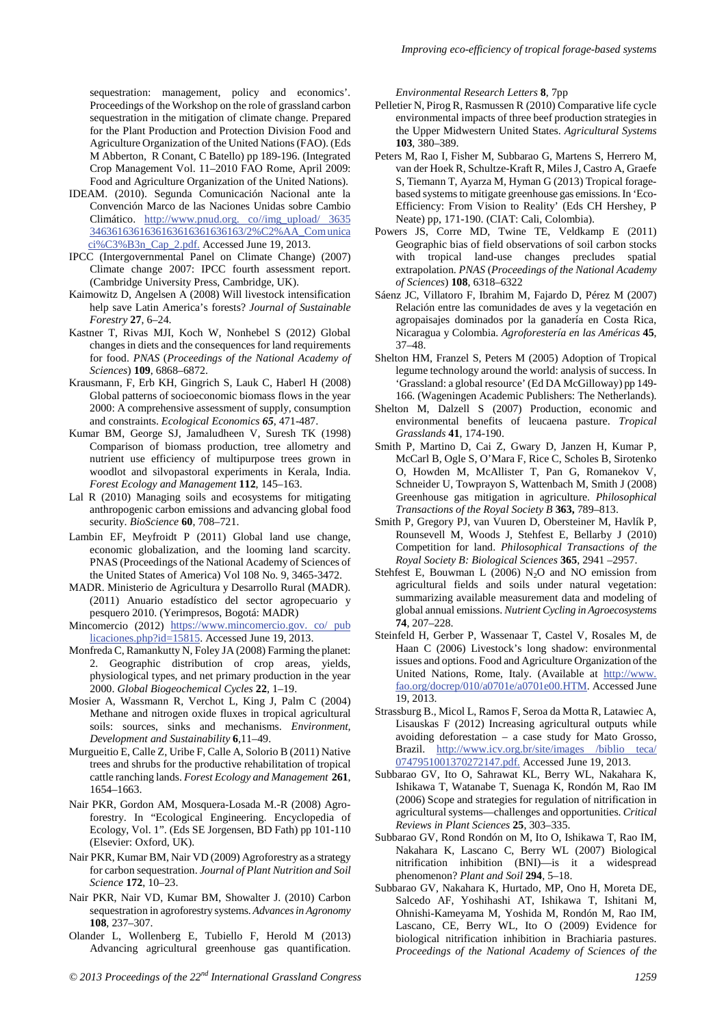sequestration: management, policy and economics'. Proceedings of the Workshop on the role of grassland carbon sequestration in the mitigation of climate change. Prepared for the Plant Production and Protection Division Food and Agriculture Organization of the United Nations (FAO). (Eds M Abberton, R Conant, C Batello) pp 189-196. (Integrated Crop Management Vol. 11–2010 FAO Rome, April 2009: Food and Agriculture Organization of the United Nations).

IDEAM. (2010). Segunda Comunicación Nacional ante la Convención Marco de las Naciones Unidas sobre Cambio Climático. http://www.pnud.org. co//img_upload/ 3635 3463616361636163616361636163/2%C2%AA_Comunicaci%C3%B3n_Cap_2.pdf. Accessed June 19, 2013.

IPCC (Intergovernmental Panel on Climate Change) (2007) Climate change 2007: IPCC fourth assessment report. (Cambridge University Press, Cambridge, UK).

Kaimowitz D, Angelsen A (2008) Will livestock intensification help save Latin America's forests? *Journal of Sustainable Forestry* **27**, 6–24.

Kastner T, Rivas MJI, Koch W, Nonhebel S (2012) Global changes in diets and the consequences for land requirements for food. *PNAS* (*Proceedings of the National Academy of Sciences*) **109**, 6868–6872.

Krausmann, F, Erb KH, Gingrich S, Lauk C, Haberl H (2008) Global patterns of socioeconomic biomass flows in the year 2000: A comprehensive assessment of supply, consumption and constraints. *Ecological Economics 65*, 471-487.

Kumar BM, George SJ, Jamaludheen V, Suresh TK (1998) Comparison of biomass production, tree allometry and nutrient use efficiency of multipurpose trees grown in woodlot and silvopastoral experiments in Kerala, India. *Forest Ecology and Management* **112**, 145–163.

Lal R (2010) Managing soils and ecosystems for mitigating anthropogenic carbon emissions and advancing global food security. *BioScience* **60**, 708–721.

Lambin EF, Meyfroidt P (2011) Global land use change, economic globalization, and the looming land scarcity. PNAS (Proceedings of the National Academy of Sciences of the United States of America) Vol 108 No. 9, 3465-3472.

MADR. Ministerio de Agricultura y Desarrollo Rural (MADR). (2011) Anuario estadístico del sector agropecuario y pesquero 2010. (Yerimpresos, Bogotá: MADR)

Mincomercio (2012) https://www.mincomercio.gov. co/ publicaciones.php?id=15815. Accessed June 19, 2013.

Monfreda C, Ramankutty N, Foley JA (2008) Farming the planet: 2. Geographic distribution of crop areas, yields, physiological types, and net primary production in the year 2000. *Global Biogeochemical Cycles* **22**, 1–19.

Mosier A, Wassmann R, Verchot L, King J, Palm C (2004) Methane and nitrogen oxide fluxes in tropical agricultural soils: sources, sinks and mechanisms. *Environment, Development and Sustainability* **6**,11–49.

Murgueitio E, Calle Z, Uribe F, Calle A, Solorio B (2011) Native trees and shrubs for the productive rehabilitation of tropical cattle ranching lands. *Forest Ecology and Management* **261**, 1654–1663.

Nair PKR, Gordon AM, Mosquera-Losada M.-R (2008) Agroforestry. In "Ecological Engineering. Encyclopedia of Ecology, Vol. 1". (Eds SE Jorgensen, BD Fath) pp 101-110 (Elsevier: Oxford, UK).

Nair PKR, Kumar BM, Nair VD (2009) Agroforestry as a strategy for carbon sequestration. *Journal of Plant Nutrition and Soil Science* **172**, 10–23.

Nair PKR, Nair VD, Kumar BM, Showalter J. (2010) Carbon sequestration in agroforestry systems. *Advances in Agronomy* **108**, 237–307.

Olander L, Wollenberg E, Tubiello F, Herold M (2013) Advancing agricultural greenhouse gas quantification. *Environmental Research Letters* **8**, 7pp

Pelletier N, Pirog R, Rasmussen R (2010) Comparative life cycle environmental impacts of three beef production strategies in the Upper Midwestern United States. *Agricultural Systems* **103**, 380–389.

Peters M, Rao I, Fisher M, Subbarao G, Martens S, Herrero M, van der Hoek R, Schultze-Kraft R, Miles J, Castro A, Graefe S, Tiemann T, Ayarza M, Hyman G (2013) Tropical forage-based systems to mitigate greenhouse gas emissions. In 'Eco-Efficiency: From Vision to Reality' (Eds CH Hershey, P Neate) pp, 171-190. (CIAT: Cali, Colombia).

Powers JS, Corre MD, Twine TE, Veldkamp E (2011) Geographic bias of field observations of soil carbon stocks with tropical land-use changes precludes spatial extrapolation. *PNAS* (*Proceedings of the National Academy of Sciences*) **108**, 6318–6322

Sáenz JC, Villatoro F, Ibrahim M, Fajardo D, Pérez M (2007) Relación entre las comunidades de aves y la vegetación en agropaisajes dominados por la ganadería en Costa Rica, Nicaragua y Colombia. *Agroforestería en las Américas* **45**, 37–48.

Shelton HM, Franzel S, Peters M (2005) Adoption of Tropical legume technology around the world: analysis of success. In 'Grassland: a global resource' (Ed DA McGilloway) pp 149-166. (Wageningen Academic Publishers: The Netherlands).

Shelton M, Dalzell S (2007) Production, economic and environmental benefits of leucaena pasture. *Tropical Grasslands* **41**, 174-190.

Smith P, Martino D, Cai Z, Gwary D, Janzen H, Kumar P, McCarl B, Ogle S, O'Mara F, Rice C, Scholes B, Sirotenko O, Howden M, McAllister T, Pan G, Romanekov V, Schneider U, Towprayon S, Wattenbach M, Smith J (2008) Greenhouse gas mitigation in agriculture. *Philosophical Transactions of the Royal Society B* **363,** 789–813.

Smith P, Gregory PJ, van Vuuren D, Obersteiner M, Havlík P, Rounsevell M, Woods J, Stehfest E, Bellarby J (2010) Competition for land. *Philosophical Transactions of the Royal Society B: Biological Sciences* **365**, 2941 –2957.

Stehfest E, Bouwman L (2006) $N_2O$ and NO emission from agricultural fields and soils under natural vegetation: summarizing available measurement data and modeling of global annual emissions. *Nutrient Cycling in Agroecosystems* **74**, 207–228.

Steinfeld H, Gerber P, Wassenaar T, Castel V, Rosales M, de Haan C (2006) Livestock's long shadow: environmental issues and options. Food and Agriculture Organization of the United Nations, Rome, Italy. (Available at http://www.fao.org/docrep/010/a0701e/a0701e00.HTM. Accessed June 19, 2013.

Strassburg B., Micol L, Ramos F, Seroa da Motta R, Latawiec A, Lisauskas F (2012) Increasing agricultural outputs while avoiding deforestation – a case study for Mato Grosso, Brazil. http://www.icv.org.br/site/images /biblio teca/ 0747951001370272147.pdf. Accessed June 19, 2013.

Subbarao GV, Ito O, Sahrawat KL, Berry WL, Nakahara K, Ishikawa T, Watanabe T, Suenaga K, Rondón M, Rao IM (2006) Scope and strategies for regulation of nitrification in agricultural systems—challenges and opportunities. *Critical Reviews in Plant Sciences* **25**, 303–335.

Subbarao GV, Rond Rondón on M, Ito O, Ishikawa T, Rao IM, Nakahara K, Lascano C, Berry WL (2007) Biological nitrification inhibition (BNI)—is it a widespread phenomenon? *Plant and Soil* **294**, 5–18.

Subbarao GV, Nakahara K, Hurtado, MP, Ono H, Moreta DE, Salcedo AF, Yoshihashi AT, Ishikawa T, Ishitani M, Ohnishi-Kameyama M, Yoshida M, Rondón M, Rao IM, Lascano, CE, Berry WL, Ito O (2009) Evidence for biological nitrification inhibition in Brachiaria pastures. *Proceedings of the National Academy of Sciences of the*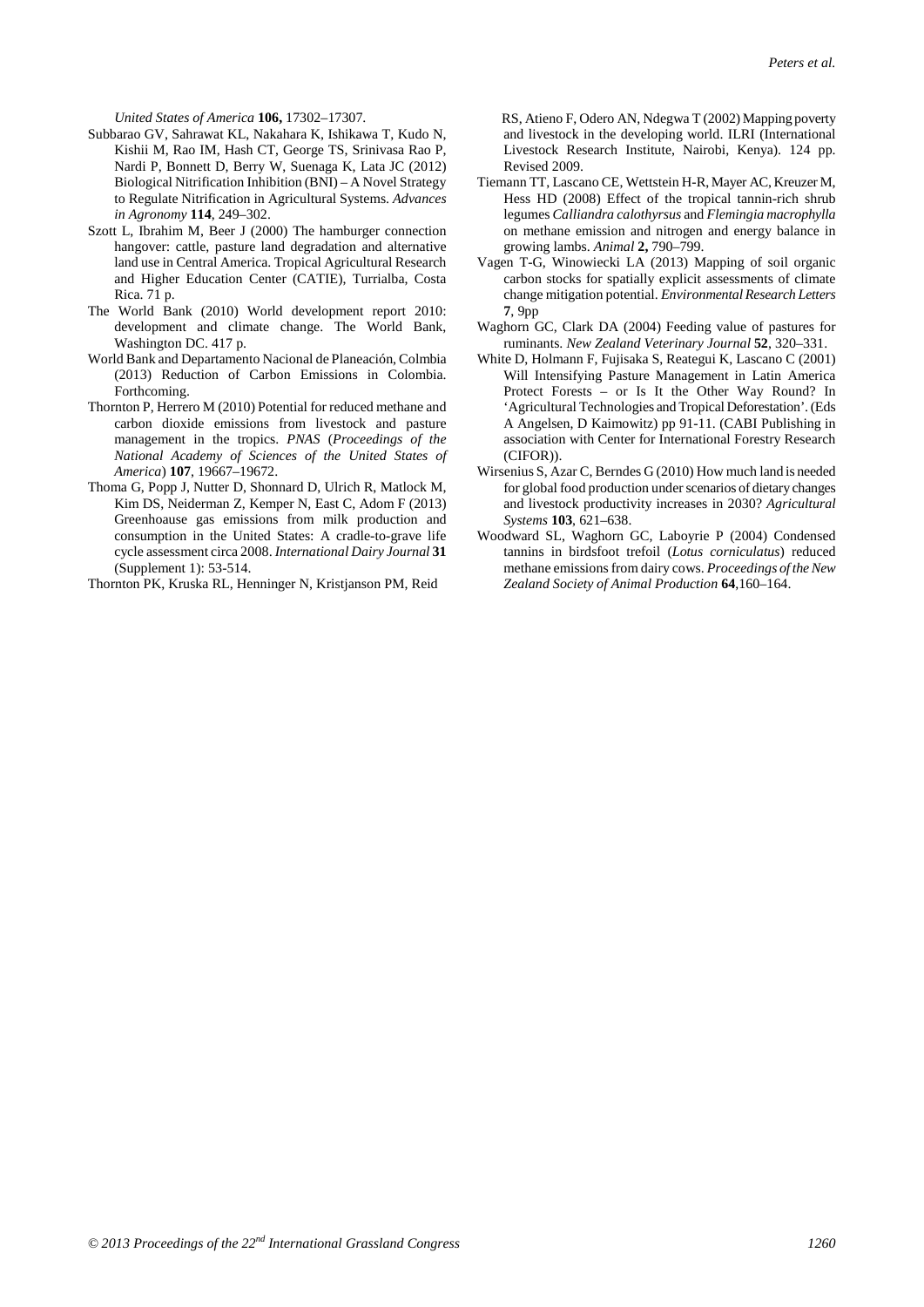*United States of America* **106,** 17302–17307.

Subbarao GV, Sahrawat KL, Nakahara K, Ishikawa T, Kudo N, Kishii M, Rao IM, Hash CT, George TS, Srinivasa Rao P, Nardi P, Bonnett D, Berry W, Suenaga K, Lata JC (2012) Biological Nitrification Inhibition (BNI) – A Novel Strategy to Regulate Nitrification in Agricultural Systems. *Advances in Agronomy* **114**, 249–302.

Szott L, Ibrahim M, Beer J (2000) The hamburger connection hangover: cattle, pasture land degradation and alternative land use in Central America. Tropical Agricultural Research and Higher Education Center (CATIE), Turrialba, Costa Rica. 71 p.

The World Bank (2010) World development report 2010: development and climate change. The World Bank, Washington DC. 417 p.

World Bank and Departamento Nacional de Planeación, Colmbia (2013) Reduction of Carbon Emissions in Colombia. Forthcoming.

Thornton P, Herrero M (2010) Potential for reduced methane and carbon dioxide emissions from livestock and pasture management in the tropics. *PNAS* (*Proceedings of the National Academy of Sciences of the United States of America*) **107**, 19667–19672.

Thoma G, Popp J, Nutter D, Shonnard D, Ulrich R, Matlock M, Kim DS, Neiderman Z, Kemper N, East C, Adom F (2013) Greenhoause gas emissions from milk production and consumption in the United States: A cradle-to-grave life cycle assessment circa 2008. *International Dairy Journal* **31** (Supplement 1): 53-514.

Thornton PK, Kruska RL, Henninger N, Kristjanson PM, Reid RS, Atieno F, Odero AN, Ndegwa T (2002) Mapping poverty and livestock in the developing world. ILRI (International Livestock Research Institute, Nairobi, Kenya). 124 pp. Revised 2009.

Tiemann TT, Lascano CE, Wettstein H-R, Mayer AC, Kreuzer M, Hess HD (2008) Effect of the tropical tannin-rich shrub legumes *Calliandra calothyrsus* and *Flemingia macrophylla* on methane emission and nitrogen and energy balance in growing lambs. *Animal* **2,** 790–799.

Vagen T-G, Winowiecki LA (2013) Mapping of soil organic carbon stocks for spatially explicit assessments of climate change mitigation potential. *Environmental Research Letters* **7**, 9pp

Waghorn GC, Clark DA (2004) Feeding value of pastures for ruminants. *New Zealand Veterinary Journal* **52**, 320–331.

White D, Holmann F, Fujisaka S, Reategui K, Lascano C (2001) Will Intensifying Pasture Management in Latin America Protect Forests – or Is It the Other Way Round? In 'Agricultural Technologies and Tropical Deforestation'. (Eds A Angelsen, D Kaimowitz) pp 91-11. (CABI Publishing in association with Center for International Forestry Research (CIFOR)).

Wirsenius S, Azar C, Berndes G (2010) How much land is needed for global food production under scenarios of dietary changes and livestock productivity increases in 2030? *Agricultural Systems* **103**, 621–638.

Woodward SL, Waghorn GC, Laboyrie P (2004) Condensed tannins in birdsfoot trefoil (*Lotus corniculatus*) reduced methane emissions from dairy cows. *Proceedings of the New Zealand Society of Animal Production* **64**,160–164.